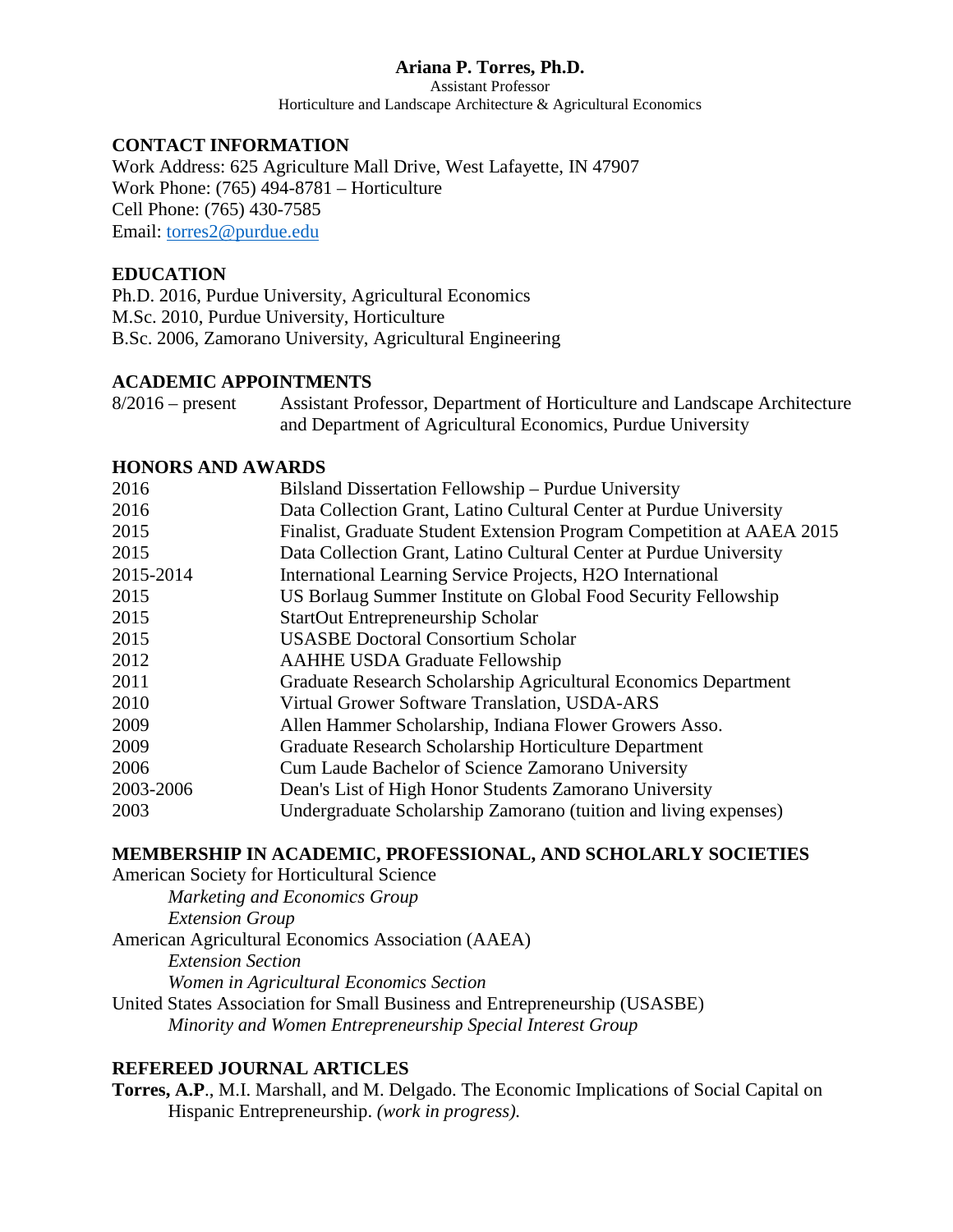# Ariana P. Torres, Ph.D.

Assistant Professor
Horticulture and Landscape Architecture & Agricultural Economics

## CONTACT INFORMATION

Work Address: 625 Agriculture Mall Drive, West Lafayette, IN 47907
Work Phone: (765) 494-8781 – Horticulture
Cell Phone: (765) 430-7585
Email: torres2@purdue.edu

## EDUCATION

Ph.D. 2016, Purdue University, Agricultural Economics
M.Sc. 2010, Purdue University, Horticulture
B.Sc. 2006, Zamorano University, Agricultural Engineering

## ACADEMIC APPOINTMENTS

| | |
|---|---|
| 8/2016 – present | Assistant Professor, Department of Horticulture and Landscape Architecture and Department of Agricultural Economics, Purdue University |

## HONORS AND AWARDS

| | |
|---|---|
| 2016 | Bilsland Dissertation Fellowship – Purdue University |
| 2016 | Data Collection Grant, Latino Cultural Center at Purdue University |
| 2015 | Finalist, Graduate Student Extension Program Competition at AAEA 2015 |
| 2015 | Data Collection Grant, Latino Cultural Center at Purdue University |
| 2015-2014 | International Learning Service Projects, H2O International |
| 2015 | US Borlaug Summer Institute on Global Food Security Fellowship |
| 2015 | StartOut Entrepreneurship Scholar |
| 2015 | USASBE Doctoral Consortium Scholar |
| 2012 | AAHHE USDA Graduate Fellowship |
| 2011 | Graduate Research Scholarship Agricultural Economics Department |
| 2010 | Virtual Grower Software Translation, USDA-ARS |
| 2009 | Allen Hammer Scholarship, Indiana Flower Growers Asso. |
| 2009 | Graduate Research Scholarship Horticulture Department |
| 2006 | Cum Laude Bachelor of Science Zamorano University |
| 2003-2006 | Dean's List of High Honor Students Zamorano University |
| 2003 | Undergraduate Scholarship Zamorano (tuition and living expenses) |

## MEMBERSHIP IN ACADEMIC, PROFESSIONAL, AND SCHOLARLY SOCIETIES

American Society for Horticultural Science
- *Marketing and Economics Group*
- *Extension Group*

American Agricultural Economics Association (AAEA)
- *Extension Section*
- *Women in Agricultural Economics Section*

United States Association for Small Business and Entrepreneurship (USASBE)
- *Minority and Women Entrepreneurship Special Interest Group*

## REFEREED JOURNAL ARTICLES

**Torres, A.P**., M.I. Marshall, and M. Delgado. The Economic Implications of Social Capital on Hispanic Entrepreneurship. *(work in progress).*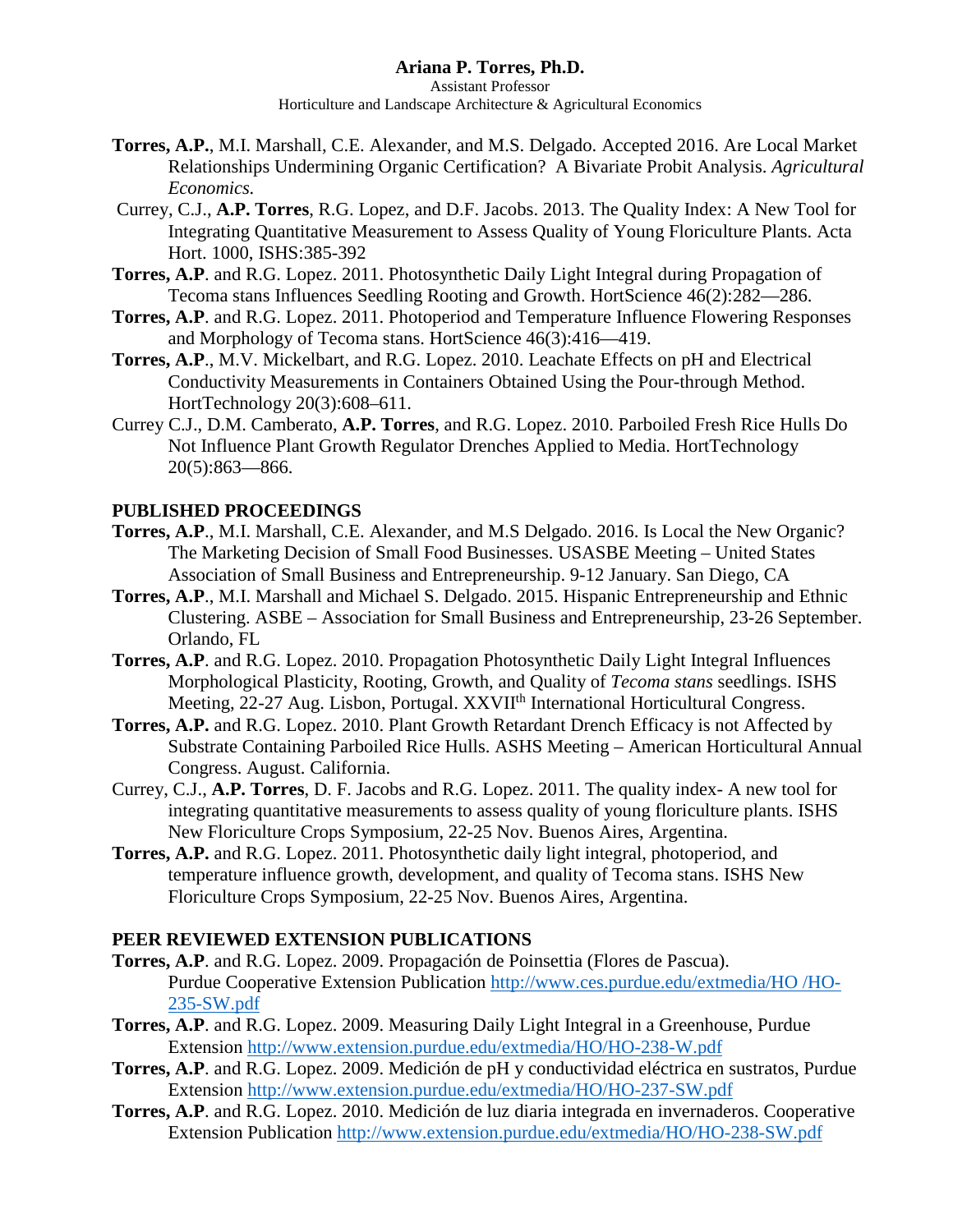- **Torres, A.P.**, M.I. Marshall, C.E. Alexander, and M.S. Delgado. Accepted 2016. Are Local Market Relationships Undermining Organic Certification? A Bivariate Probit Analysis. *Agricultural Economics.*
- Currey, C.J., **A.P. Torres**, R.G. Lopez, and D.F. Jacobs. 2013. The Quality Index: A New Tool for Integrating Quantitative Measurement to Assess Quality of Young Floriculture Plants. Acta Hort. 1000, ISHS:385-392
- **Torres, A.P**. and R.G. Lopez. 2011. Photosynthetic Daily Light Integral during Propagation of Tecoma stans Influences Seedling Rooting and Growth. HortScience 46(2):282—286.
- **Torres, A.P**. and R.G. Lopez. 2011. Photoperiod and Temperature Influence Flowering Responses and Morphology of Tecoma stans. HortScience 46(3):416—419.
- **Torres, A.P**., M.V. Mickelbart, and R.G. Lopez. 2010. Leachate Effects on pH and Electrical Conductivity Measurements in Containers Obtained Using the Pour-through Method. HortTechnology 20(3):608–611.
- Currey C.J., D.M. Camberato, **A.P. Torres**, and R.G. Lopez. 2010. Parboiled Fresh Rice Hulls Do Not Influence Plant Growth Regulator Drenches Applied to Media. HortTechnology 20(5):863—866.

## PUBLISHED PROCEEDINGS

- **Torres, A.P**., M.I. Marshall, C.E. Alexander, and M.S Delgado. 2016. Is Local the New Organic? The Marketing Decision of Small Food Businesses. USASBE Meeting – United States Association of Small Business and Entrepreneurship. 9-12 January. San Diego, CA
- **Torres, A.P**., M.I. Marshall and Michael S. Delgado. 2015. Hispanic Entrepreneurship and Ethnic Clustering. ASBE – Association for Small Business and Entrepreneurship, 23-26 September. Orlando, FL
- **Torres, A.P**. and R.G. Lopez. 2010. Propagation Photosynthetic Daily Light Integral Influences Morphological Plasticity, Rooting, Growth, and Quality of *Tecoma stans* seedlings. ISHS Meeting, 22-27 Aug. Lisbon, Portugal. XXVII[th] International Horticultural Congress.
- **Torres, A.P.** and R.G. Lopez. 2010. Plant Growth Retardant Drench Efficacy is not Affected by Substrate Containing Parboiled Rice Hulls. ASHS Meeting – American Horticultural Annual Congress. August. California.
- Currey, C.J., **A.P. Torres**, D. F. Jacobs and R.G. Lopez. 2011. The quality index- A new tool for integrating quantitative measurements to assess quality of young floriculture plants. ISHS New Floriculture Crops Symposium, 22-25 Nov. Buenos Aires, Argentina.
- **Torres, A.P.** and R.G. Lopez. 2011. Photosynthetic daily light integral, photoperiod, and temperature influence growth, development, and quality of Tecoma stans. ISHS New Floriculture Crops Symposium, 22-25 Nov. Buenos Aires, Argentina.

## PEER REVIEWED EXTENSION PUBLICATIONS

- **Torres, A.P**. and R.G. Lopez. 2009. Propagación de Poinsettia (Flores de Pascua). Purdue Cooperative Extension Publication http://www.ces.purdue.edu/extmedia/HO /HO-235-SW.pdf
- **Torres, A.P**. and R.G. Lopez. 2009. Measuring Daily Light Integral in a Greenhouse, Purdue Extension http://www.extension.purdue.edu/extmedia/HO/HO-238-W.pdf
- **Torres, A.P**. and R.G. Lopez. 2009. Medición de pH y conductividad eléctrica en sustratos, Purdue Extension http://www.extension.purdue.edu/extmedia/HO/HO-237-SW.pdf
- **Torres, A.P**. and R.G. Lopez. 2010. Medición de luz diaria integrada en invernaderos. Cooperative Extension Publication http://www.extension.purdue.edu/extmedia/HO/HO-238-SW.pdf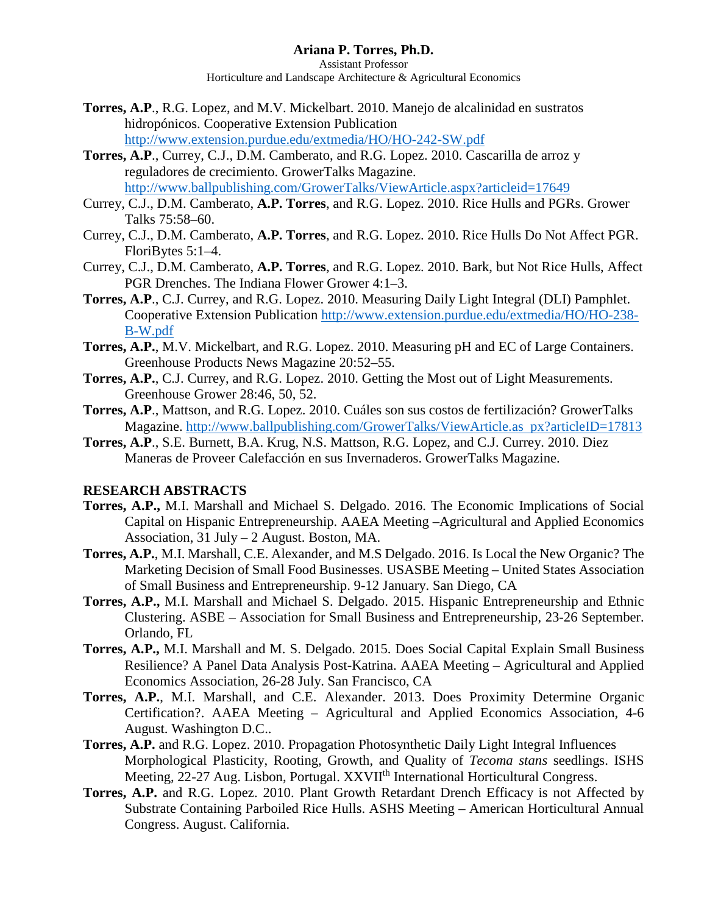**Torres, A.P**., R.G. Lopez, and M.V. Mickelbart. 2010. Manejo de alcalinidad en sustratos hidropónicos. Cooperative Extension Publication http://www.extension.purdue.edu/extmedia/HO/HO-242-SW.pdf

**Torres, A.P**., Currey, C.J., D.M. Camberato, and R.G. Lopez. 2010. Cascarilla de arroz y reguladores de crecimiento. GrowerTalks Magazine. http://www.ballpublishing.com/GrowerTalks/ViewArticle.aspx?articleid=17649

Currey, C.J., D.M. Camberato, **A.P. Torres**, and R.G. Lopez. 2010. Rice Hulls and PGRs. Grower Talks 75:58–60.

Currey, C.J., D.M. Camberato, **A.P. Torres**, and R.G. Lopez. 2010. Rice Hulls Do Not Affect PGR. FloriBytes 5:1–4.

Currey, C.J., D.M. Camberato, **A.P. Torres**, and R.G. Lopez. 2010. Bark, but Not Rice Hulls, Affect PGR Drenches. The Indiana Flower Grower 4:1–3.

**Torres, A.P**., C.J. Currey, and R.G. Lopez. 2010. Measuring Daily Light Integral (DLI) Pamphlet. Cooperative Extension Publication http://www.extension.purdue.edu/extmedia/HO/HO-238-B-W.pdf

**Torres, A.P.**, M.V. Mickelbart, and R.G. Lopez. 2010. Measuring pH and EC of Large Containers. Greenhouse Products News Magazine 20:52–55.

**Torres, A.P.**, C.J. Currey, and R.G. Lopez. 2010. Getting the Most out of Light Measurements. Greenhouse Grower 28:46, 50, 52.

**Torres, A.P**., Mattson, and R.G. Lopez. 2010. Cuáles son sus costos de fertilización? GrowerTalks Magazine. http://www.ballpublishing.com/GrowerTalks/ViewArticle.as px?articleID=17813

**Torres, A.P**., S.E. Burnett, B.A. Krug, N.S. Mattson, R.G. Lopez, and C.J. Currey. 2010. Diez Maneras de Proveer Calefacción en sus Invernaderos. GrowerTalks Magazine.

## RESEARCH ABSTRACTS

**Torres, A.P.,** M.I. Marshall and Michael S. Delgado. 2016. The Economic Implications of Social Capital on Hispanic Entrepreneurship. AAEA Meeting –Agricultural and Applied Economics Association, 31 July – 2 August. Boston, MA.

**Torres, A.P.**, M.I. Marshall, C.E. Alexander, and M.S Delgado. 2016. Is Local the New Organic? The Marketing Decision of Small Food Businesses. USASBE Meeting – United States Association of Small Business and Entrepreneurship. 9-12 January. San Diego, CA

**Torres, A.P.,** M.I. Marshall and Michael S. Delgado. 2015. Hispanic Entrepreneurship and Ethnic Clustering. ASBE – Association for Small Business and Entrepreneurship, 23-26 September. Orlando, FL

**Torres, A.P.,** M.I. Marshall and M. S. Delgado. 2015. Does Social Capital Explain Small Business Resilience? A Panel Data Analysis Post-Katrina. AAEA Meeting – Agricultural and Applied Economics Association, 26-28 July. San Francisco, CA

**Torres, A.P.**, M.I. Marshall, and C.E. Alexander. 2013. Does Proximity Determine Organic Certification?. AAEA Meeting – Agricultural and Applied Economics Association, 4-6 August. Washington D.C..

**Torres, A.P.** and R.G. Lopez. 2010. Propagation Photosynthetic Daily Light Integral Influences Morphological Plasticity, Rooting, Growth, and Quality of *Tecoma stans* seedlings. ISHS Meeting, 22-27 Aug. Lisbon, Portugal. XXVII^th^ International Horticultural Congress.

**Torres, A.P.** and R.G. Lopez. 2010. Plant Growth Retardant Drench Efficacy is not Affected by Substrate Containing Parboiled Rice Hulls. ASHS Meeting – American Horticultural Annual Congress. August. California.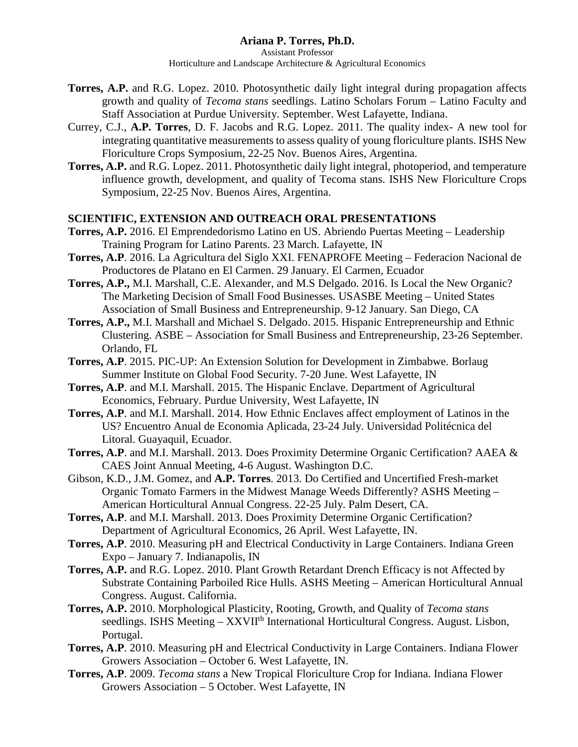**Torres, A.P.** and R.G. Lopez. 2010. Photosynthetic daily light integral during propagation affects growth and quality of *Tecoma stans* seedlings. Latino Scholars Forum – Latino Faculty and Staff Association at Purdue University. September. West Lafayette, Indiana.

Currey, C.J., **A.P. Torres**, D. F. Jacobs and R.G. Lopez. 2011. The quality index- A new tool for integrating quantitative measurements to assess quality of young floriculture plants. ISHS New Floriculture Crops Symposium, 22-25 Nov. Buenos Aires, Argentina.

**Torres, A.P.** and R.G. Lopez. 2011. Photosynthetic daily light integral, photoperiod, and temperature influence growth, development, and quality of Tecoma stans. ISHS New Floriculture Crops Symposium, 22-25 Nov. Buenos Aires, Argentina.

## SCIENTIFIC, EXTENSION AND OUTREACH ORAL PRESENTATIONS

**Torres, A.P.** 2016. El Emprendedorismo Latino en US. Abriendo Puertas Meeting – Leadership Training Program for Latino Parents. 23 March. Lafayette, IN

**Torres, A.P**. 2016. La Agricultura del Siglo XXI. FENAPROFE Meeting – Federacion Nacional de Productores de Platano en El Carmen. 29 January. El Carmen, Ecuador

**Torres, A.P.,** M.I. Marshall, C.E. Alexander, and M.S Delgado. 2016. Is Local the New Organic? The Marketing Decision of Small Food Businesses. USASBE Meeting – United States Association of Small Business and Entrepreneurship. 9-12 January. San Diego, CA

**Torres, A.P.,** M.I. Marshall and Michael S. Delgado. 2015. Hispanic Entrepreneurship and Ethnic Clustering. ASBE – Association for Small Business and Entrepreneurship, 23-26 September. Orlando, FL

**Torres, A.P**. 2015. PIC-UP: An Extension Solution for Development in Zimbabwe. Borlaug Summer Institute on Global Food Security. 7-20 June. West Lafayette, IN

**Torres, A.P**. and M.I. Marshall. 2015. The Hispanic Enclave. Department of Agricultural Economics, February. Purdue University, West Lafayette, IN

**Torres, A.P**. and M.I. Marshall. 2014. How Ethnic Enclaves affect employment of Latinos in the US? Encuentro Anual de Economia Aplicada, 23-24 July. Universidad Politécnica del Litoral. Guayaquil, Ecuador.

**Torres, A.P**. and M.I. Marshall. 2013. Does Proximity Determine Organic Certification? AAEA & CAES Joint Annual Meeting, 4-6 August. Washington D.C.

Gibson, K.D., J.M. Gomez, and **A.P. Torres**. 2013. Do Certified and Uncertified Fresh-market Organic Tomato Farmers in the Midwest Manage Weeds Differently? ASHS Meeting – American Horticultural Annual Congress. 22-25 July. Palm Desert, CA.

**Torres, A.P**. and M.I. Marshall. 2013. Does Proximity Determine Organic Certification? Department of Agricultural Economics, 26 April. West Lafayette, IN.

**Torres, A.P**. 2010. Measuring pH and Electrical Conductivity in Large Containers. Indiana Green Expo – January 7. Indianapolis, IN

**Torres, A.P.** and R.G. Lopez. 2010. Plant Growth Retardant Drench Efficacy is not Affected by Substrate Containing Parboiled Rice Hulls. ASHS Meeting – American Horticultural Annual Congress. August. California.

**Torres, A.P.** 2010. Morphological Plasticity, Rooting, Growth, and Quality of *Tecoma stans* seedlings. ISHS Meeting – XXVII[th] International Horticultural Congress. August. Lisbon, Portugal.

**Torres, A.P**. 2010. Measuring pH and Electrical Conductivity in Large Containers. Indiana Flower Growers Association – October 6. West Lafayette, IN.

**Torres, A.P**. 2009. *Tecoma stans* a New Tropical Floriculture Crop for Indiana. Indiana Flower Growers Association – 5 October. West Lafayette, IN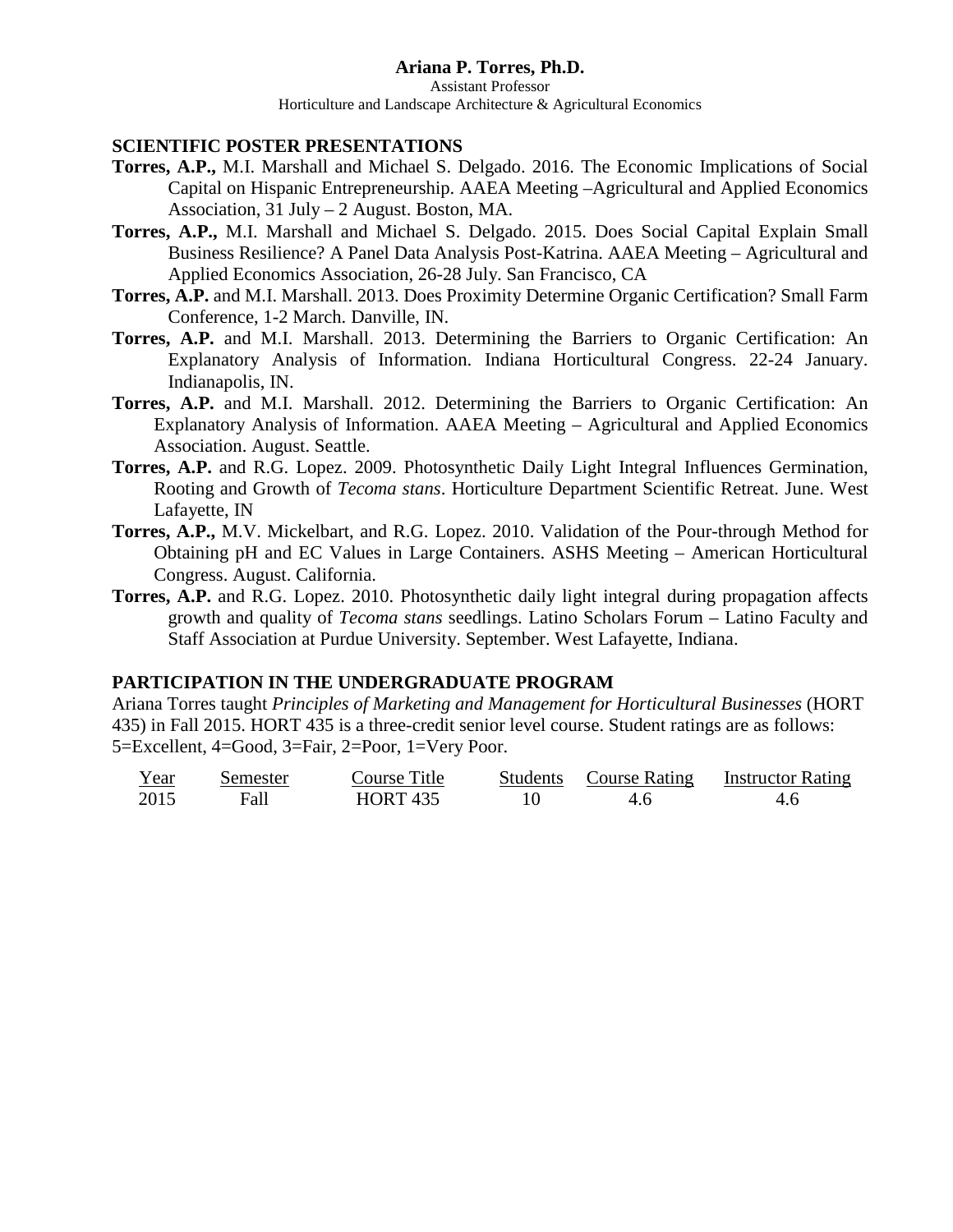## SCIENTIFIC POSTER PRESENTATIONS

- **Torres, A.P.,** M.I. Marshall and Michael S. Delgado. 2016. The Economic Implications of Social Capital on Hispanic Entrepreneurship. AAEA Meeting –Agricultural and Applied Economics Association, 31 July – 2 August. Boston, MA.
- **Torres, A.P.,** M.I. Marshall and Michael S. Delgado. 2015. Does Social Capital Explain Small Business Resilience? A Panel Data Analysis Post-Katrina. AAEA Meeting – Agricultural and Applied Economics Association, 26-28 July. San Francisco, CA
- **Torres, A.P.** and M.I. Marshall. 2013. Does Proximity Determine Organic Certification? Small Farm Conference, 1-2 March. Danville, IN.
- **Torres, A.P.** and M.I. Marshall. 2013. Determining the Barriers to Organic Certification: An Explanatory Analysis of Information. Indiana Horticultural Congress. 22-24 January. Indianapolis, IN.
- **Torres, A.P.** and M.I. Marshall. 2012. Determining the Barriers to Organic Certification: An Explanatory Analysis of Information. AAEA Meeting – Agricultural and Applied Economics Association. August. Seattle.
- **Torres, A.P.** and R.G. Lopez. 2009. Photosynthetic Daily Light Integral Influences Germination, Rooting and Growth of *Tecoma stans*. Horticulture Department Scientific Retreat. June. West Lafayette, IN
- **Torres, A.P.,** M.V. Mickelbart, and R.G. Lopez. 2010. Validation of the Pour-through Method for Obtaining pH and EC Values in Large Containers. ASHS Meeting – American Horticultural Congress. August. California.
- **Torres, A.P.** and R.G. Lopez. 2010. Photosynthetic daily light integral during propagation affects growth and quality of *Tecoma stans* seedlings. Latino Scholars Forum – Latino Faculty and Staff Association at Purdue University. September. West Lafayette, Indiana.

## PARTICIPATION IN THE UNDERGRADUATE PROGRAM

Ariana Torres taught *Principles of Marketing and Management for Horticultural Businesses* (HORT 435) in Fall 2015. HORT 435 is a three-credit senior level course. Student ratings are as follows: 5=Excellent, 4=Good, 3=Fair, 2=Poor, 1=Very Poor.

| Year | Semester | Course Title | Students | Course Rating | Instructor Rating |
|---|---|---|---|---|---|
| 2015 | Fall | HORT 435 | 10 | 4.6 | 4.6 |